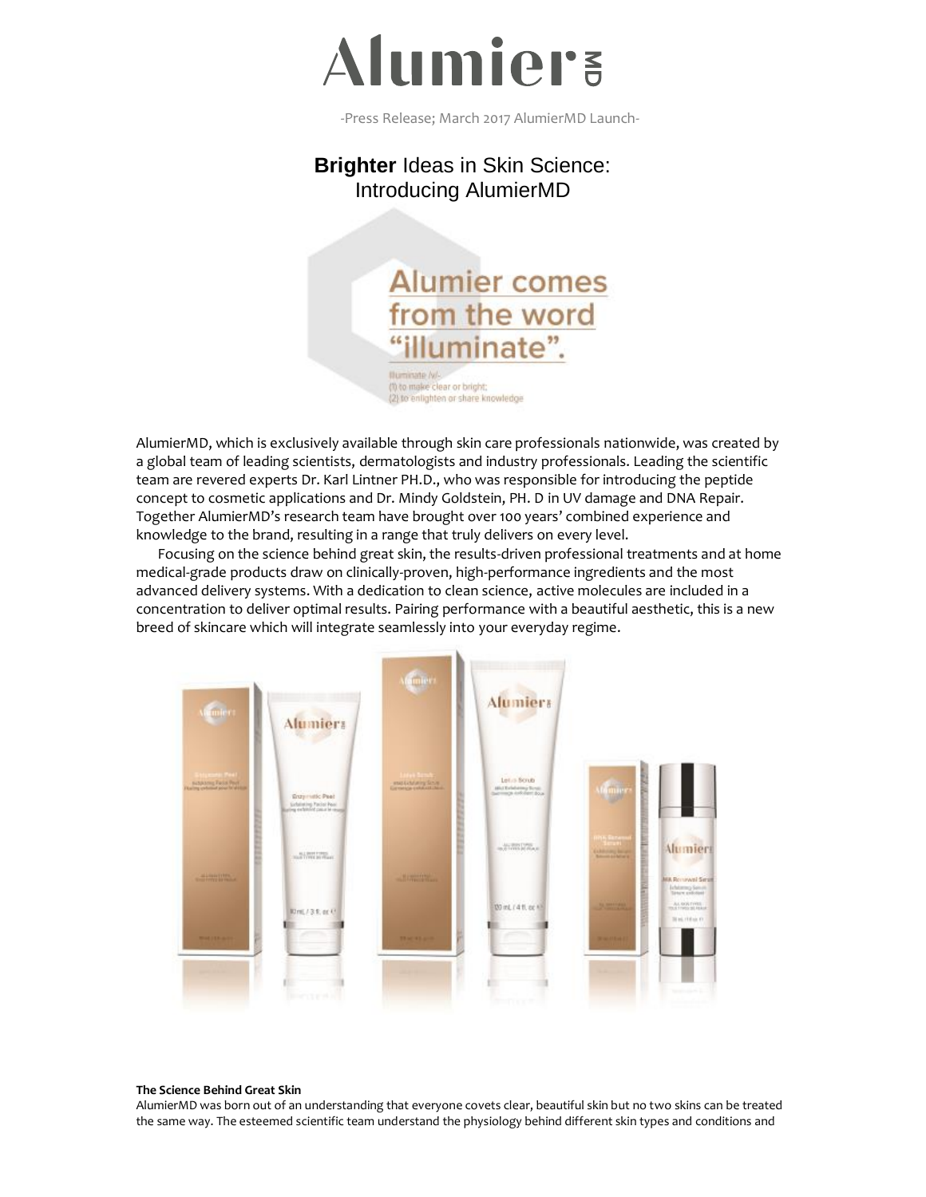# AlumierMD

-Press Release; March 2017 AlumierMD Launch-

## **Brighter** Ideas in Skin Science: Introducing AlumierMD

Alumier comes from the word "illuminate".

Illuminate /v/-
(1) to make clear or bright;
(2) to enlighten or share knowledge

AlumierMD, which is exclusively available through skin care professionals nationwide, was created by a global team of leading scientists, dermatologists and industry professionals. Leading the scientific team are revered experts Dr. Karl Lintner PH.D., who was responsible for introducing the peptide concept to cosmetic applications and Dr. Mindy Goldstein, PH. D in UV damage and DNA Repair. Together AlumierMD's research team have brought over 100 years' combined experience and knowledge to the brand, resulting in a range that truly delivers on every level.

Focusing on the science behind great skin, the results-driven professional treatments and at home medical-grade products draw on clinically-proven, high-performance ingredients and the most advanced delivery systems. With a dedication to clean science, active molecules are included in a concentration to deliver optimal results. Pairing performance with a beautiful aesthetic, this is a new breed of skincare which will integrate seamlessly into your everyday regime.

**The Science Behind Great Skin**

AlumierMD was born out of an understanding that everyone covets clear, beautiful skin but no two skins can be treated the same way. The esteemed scientific team understand the physiology behind different skin types and conditions and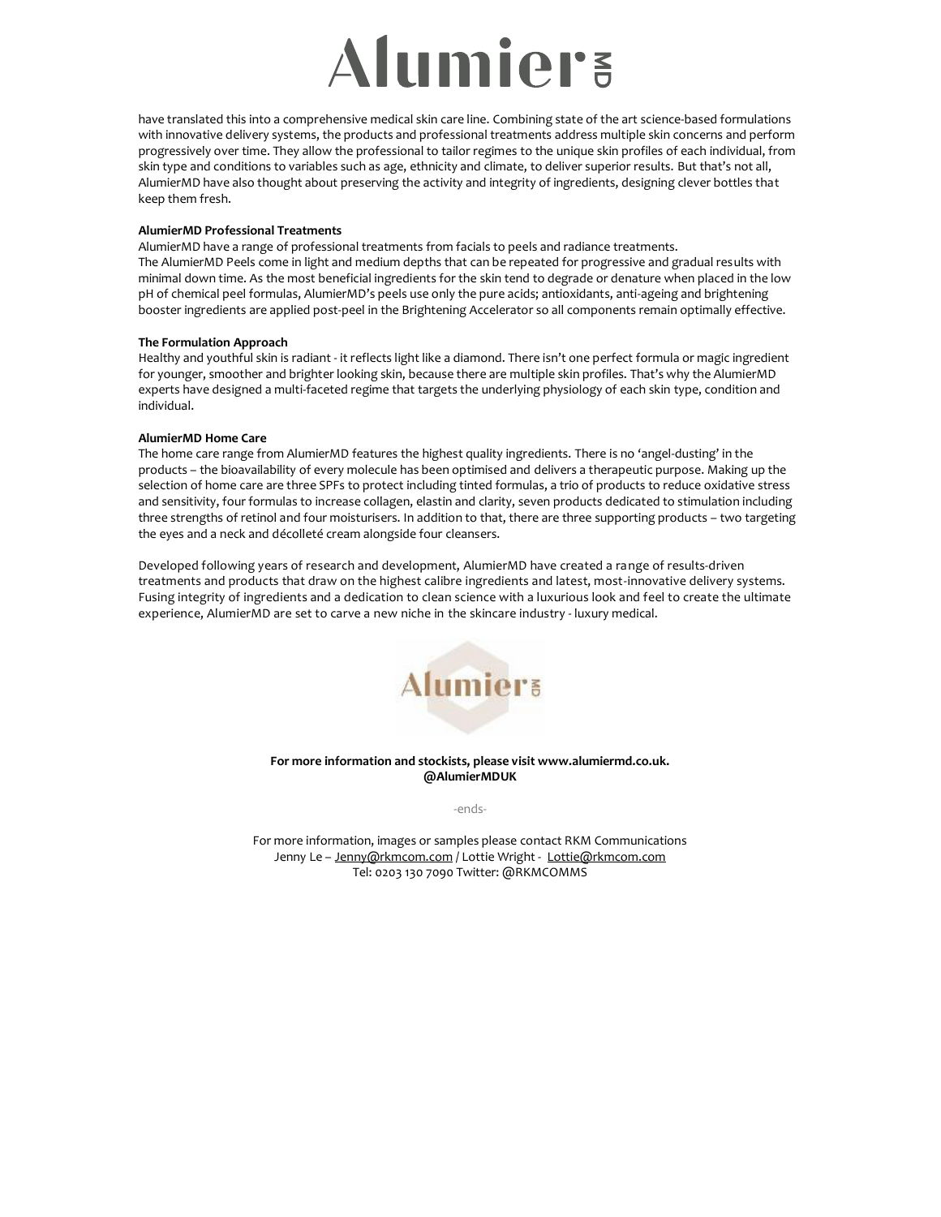have translated this into a comprehensive medical skin care line. Combining state of the art science-based formulations with innovative delivery systems, the products and professional treatments address multiple skin concerns and perform progressively over time. They allow the professional to tailor regimes to the unique skin profiles of each individual, from skin type and conditions to variables such as age, ethnicity and climate, to deliver superior results. But that's not all, AlumierMD have also thought about preserving the activity and integrity of ingredients, designing clever bottles that keep them fresh.

**AlumierMD Professional Treatments**
AlumierMD have a range of professional treatments from facials to peels and radiance treatments.
The AlumierMD Peels come in light and medium depths that can be repeated for progressive and gradual results with minimal down time. As the most beneficial ingredients for the skin tend to degrade or denature when placed in the low pH of chemical peel formulas, AlumierMD's peels use only the pure acids; antioxidants, anti-ageing and brightening booster ingredients are applied post-peel in the Brightening Accelerator so all components remain optimally effective.

**The Formulation Approach**
Healthy and youthful skin is radiant - it reflects light like a diamond. There isn't one perfect formula or magic ingredient for younger, smoother and brighter looking skin, because there are multiple skin profiles. That's why the AlumierMD experts have designed a multi-faceted regime that targets the underlying physiology of each skin type, condition and individual.

**AlumierMD Home Care**
The home care range from AlumierMD features the highest quality ingredients. There is no 'angel-dusting' in the products – the bioavailability of every molecule has been optimised and delivers a therapeutic purpose. Making up the selection of home care are three SPFs to protect including tinted formulas, a trio of products to reduce oxidative stress and sensitivity, four formulas to increase collagen, elastin and clarity, seven products dedicated to stimulation including three strengths of retinol and four moisturisers. In addition to that, there are three supporting products – two targeting the eyes and a neck and décolleté cream alongside four cleansers.

Developed following years of research and development, AlumierMD have created a range of results-driven treatments and products that draw on the highest calibre ingredients and latest, most-innovative delivery systems. Fusing integrity of ingredients and a dedication to clean science with a luxurious look and feel to create the ultimate experience, AlumierMD are set to carve a new niche in the skincare industry - luxury medical.

**For more information and stockists, please visit www.alumiermd.co.uk.**
**@AlumierMDUK**

-ends-

For more information, images or samples please contact RKM Communications
Jenny Le – Jenny@rkmcom.com / Lottie Wright - Lottie@rkmcom.com
Tel: 0203 130 7090 Twitter: @RKMCOMMS